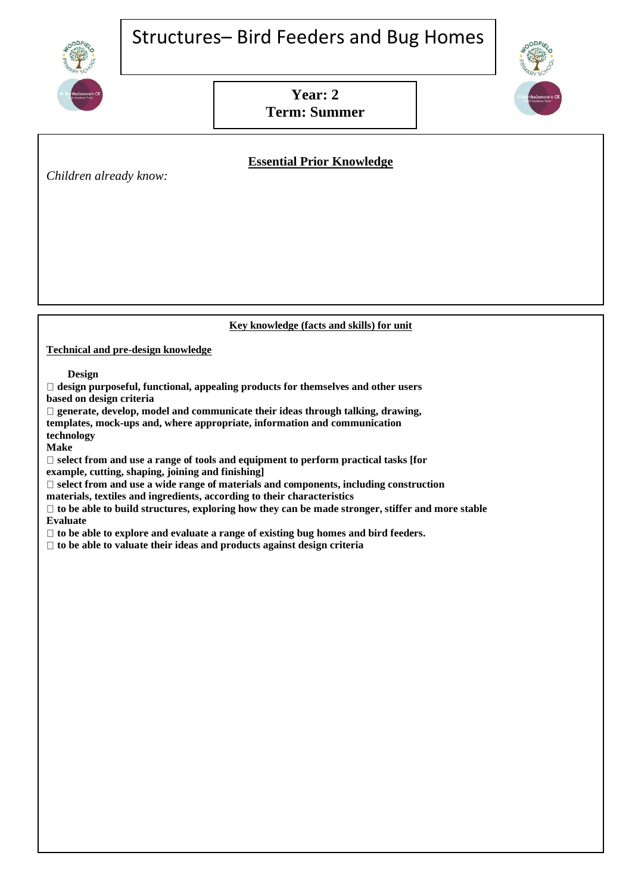# Structures– Bird Feeders and Bug Homes

**Year: 2**
**Term: Summer**

## Essential Prior Knowledge

*Children already know:*

## Key knowledge (facts and skills) for unit

**Technical and pre-design knowledge**

**Design**

- **design purposeful, functional, appealing products for themselves and other users based on design criteria**
- **generate, develop, model and communicate their ideas through talking, drawing, templates, mock-ups and, where appropriate, information and communication technology**

**Make**

- **select from and use a range of tools and equipment to perform practical tasks [for example, cutting, shaping, joining and finishing]**
- **select from and use a wide range of materials and components, including construction materials, textiles and ingredients, according to their characteristics**
- **to be able to build structures, exploring how they can be made stronger, stiffer and more stable**

**Evaluate**

- **to be able to explore and evaluate a range of existing bug homes and bird feeders.**
- **to be able to valuate their ideas and products against design criteria**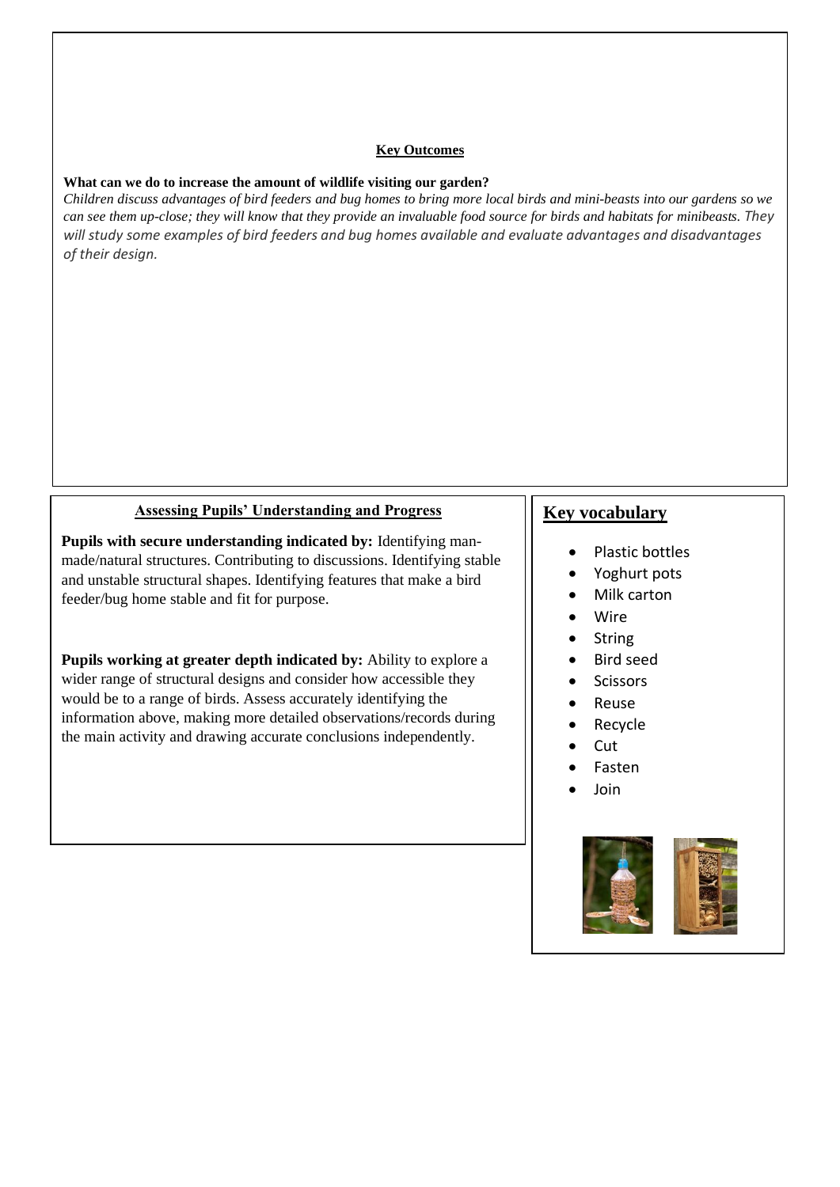## Key Outcomes

**What can we do to increase the amount of wildlife visiting our garden?**

*Children discuss advantages of bird feeders and bug homes to bring more local birds and mini-beasts into our gardens so we can see them up-close; they will know that they provide an invaluable food source for birds and habitats for minibeasts. They will study some examples of bird feeders and bug homes available and evaluate advantages and disadvantages of their design.*

## Assessing Pupils' Understanding and Progress

**Pupils with secure understanding indicated by:** Identifying man-made/natural structures. Contributing to discussions. Identifying stable and unstable structural shapes. Identifying features that make a bird feeder/bug home stable and fit for purpose.

**Pupils working at greater depth indicated by:** Ability to explore a wider range of structural designs and consider how accessible they would be to a range of birds. Assess accurately identifying the information above, making more detailed observations/records during the main activity and drawing accurate conclusions independently.

## Key vocabulary

- Plastic bottles
- Yoghurt pots
- Milk carton
- Wire
- String
- Bird seed
- Scissors
- Reuse
- Recycle
- Cut
- Fasten
- Join